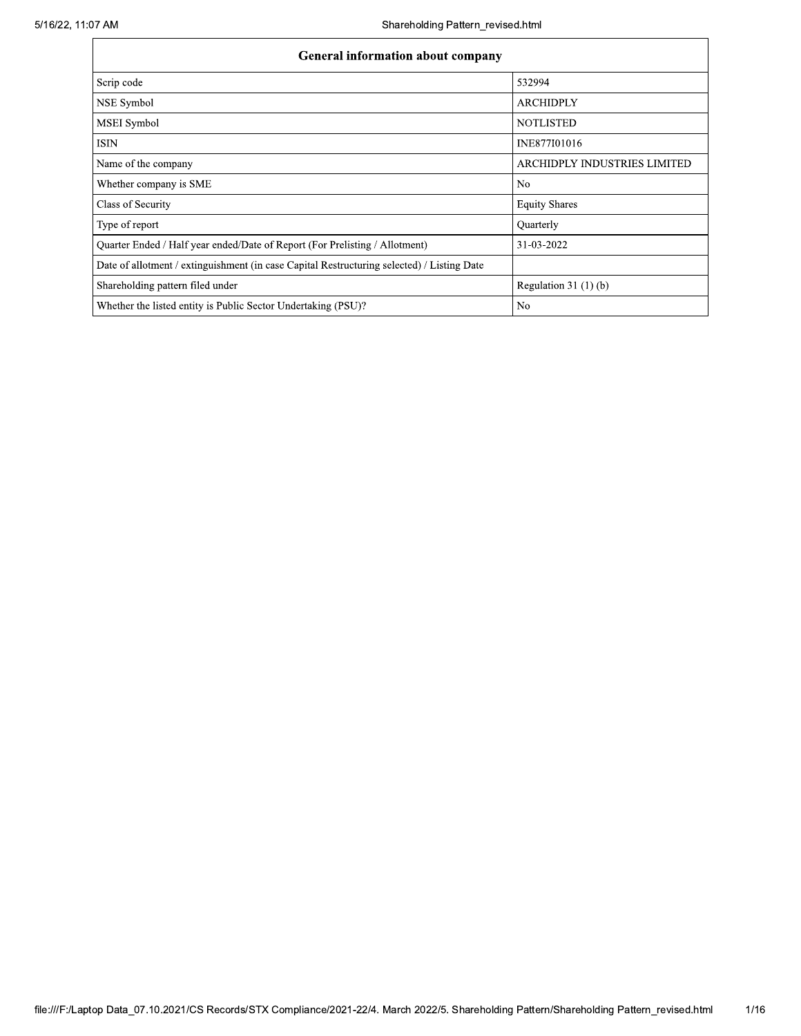| General information about company | |
|---|---|
| Scrip code | 532994 |
| NSE Symbol | ARCHIDPLY |
| MSEI Symbol | NOTLISTED |
| ISIN | INE877I01016 |
| Name of the company | ARCHIDPLY INDUSTRIES LIMITED |
| Whether company is SME | No |
| Class of Security | Equity Shares |
| Type of report | Quarterly |
| Quarter Ended / Half year ended/Date of Report (For Prelisting / Allotment) | 31-03-2022 |
| Date of allotment / extinguishment (in case Capital Restructuring selected) / Listing Date | |
| Shareholding pattern filed under | Regulation 31 (1) (b) |
| Whether the listed entity is Public Sector Undertaking (PSU)? | No |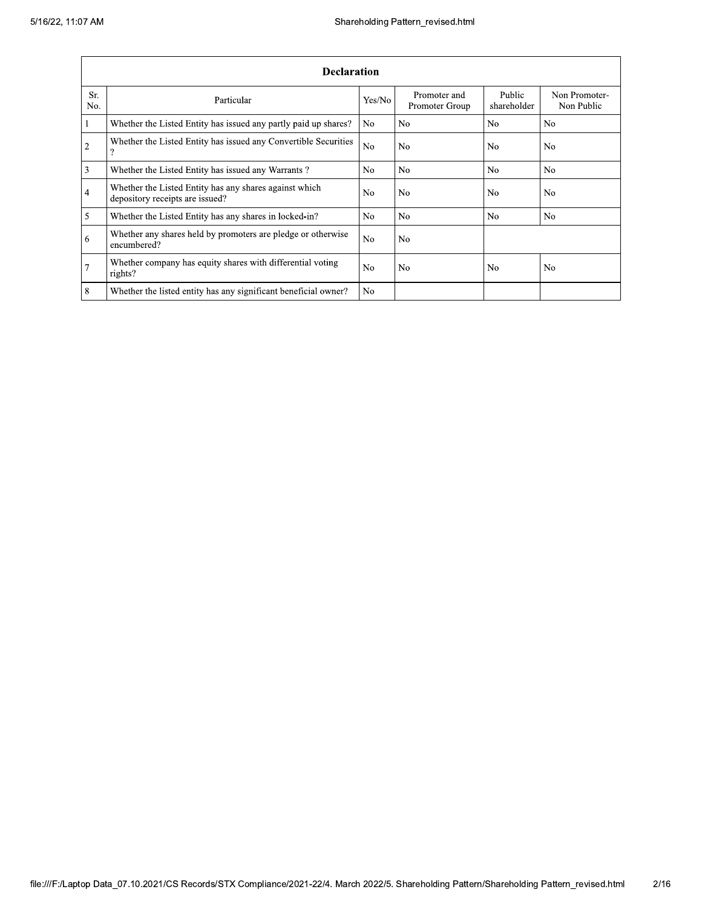| Declaration | | | | | |
|---|---|---|---|---|---|
| Sr. No. | Particular | Yes/No | Promoter and Promoter Group | Public shareholder | Non Promoter- Non Public |
| 1 | Whether the Listed Entity has issued any partly paid up shares? | No | No | No | No |
| 2 | Whether the Listed Entity has issued any Convertible Securities ? | No | No | No | No |
| 3 | Whether the Listed Entity has issued any Warrants ? | No | No | No | No |
| 4 | Whether the Listed Entity has any shares against which depository receipts are issued? | No | No | No | No |
| 5 | Whether the Listed Entity has any shares in locked-in? | No | No | No | No |
| 6 | Whether any shares held by promoters are pledge or otherwise encumbered? | No | No | | |
| 7 | Whether company has equity shares with differential voting rights? | No | No | No | No |
| 8 | Whether the listed entity has any significant beneficial owner? | No | | | |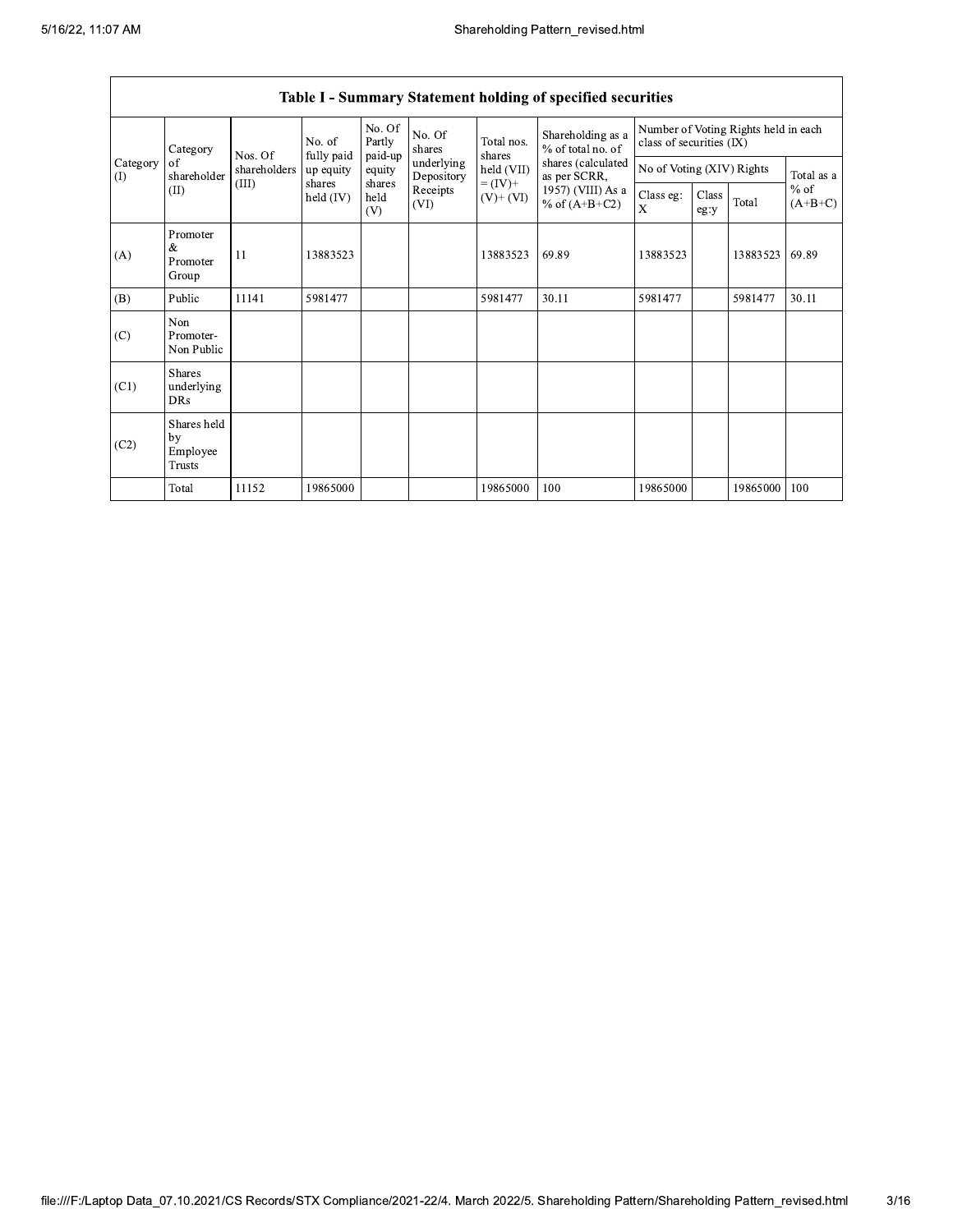## Table I - Summary Statement holding of specified securities

| Category (I) | Category of shareholder (II) | Nos. Of shareholders (III) | No. of fully paid up equity shares held (IV) | No. Of Partly paid-up equity shares held (V) | No. Of shares underlying Depository Receipts (VI) | Total nos. shares held (VII) = (IV)+ (V)+ (VI) | Shareholding as a % of total no. of shares (calculated as per SCRR, 1957) (VIII) As a % of (A+B+C2) | Number of Voting Rights held in each class of securities (IX) | | | |
|---|---|---|---|---|---|---|---|---|---|---|---|
| | | | | | | | | No of Voting (XIV) Rights | | | Total as a % of (A+B+C) |
| | | | | | | | | Class eg: X | Class eg:y | Total | |
| (A) | Promoter & Promoter Group | 11 | 13883523 | | | 13883523 | 69.89 | 13883523 | | 13883523 | 69.89 |
| (B) | Public | 11141 | 5981477 | | | 5981477 | 30.11 | 5981477 | | 5981477 | 30.11 |
| (C) | Non Promoter- Non Public | | | | | | | | | | |
| (C1) | Shares underlying DRs | | | | | | | | | | |
| (C2) | Shares held by Employee Trusts | | | | | | | | | | |
| | Total | 11152 | 19865000 | | | 19865000 | 100 | 19865000 | | 19865000 | 100 |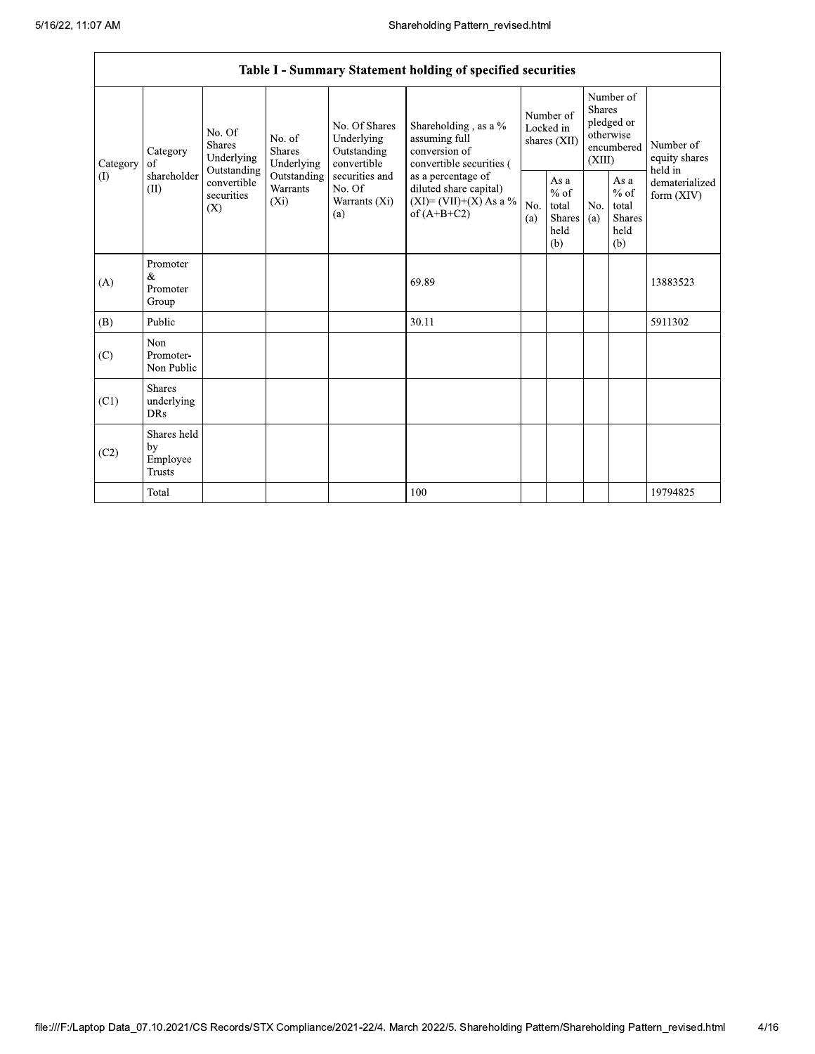| Table I - Summary Statement holding of specified securities | | | | | | | | | | | |
|---|---|---|---|---|---|---|---|---|---|---|---|
| Category (I) | Category of shareholder (II) | No. Of Shares Underlying Outstanding convertible securities (X) | No. of Shares Underlying Outstanding Warrants (Xi) | No. Of Shares Underlying Outstanding convertible securities and No. Of Warrants (Xi) (a) | Shareholding , as a % assuming full conversion of convertible securities ( as a percentage of diluted share capital) (XI)= (VII)+(X) As a % of (A+B+C2) | Number of Locked in shares (XII) | | Number of Shares pledged or otherwise encumbered (XIII) | | Number of equity shares held in dematerialized form (XIV) |
| | | | | | | No. (a) | As a % of total Shares held (b) | No. (a) | As a % of total Shares held (b) | |
| (A) | Promoter & Promoter Group | | | | 69.89 | | | | | 13883523 |
| (B) | Public | | | | 30.11 | | | | | 5911302 |
| (C) | Non Promoter- Non Public | | | | | | | | | |
| (C1) | Shares underlying DRs | | | | | | | | | |
| (C2) | Shares held by Employee Trusts | | | | | | | | | |
| | Total | | | | 100 | | | | | 19794825 |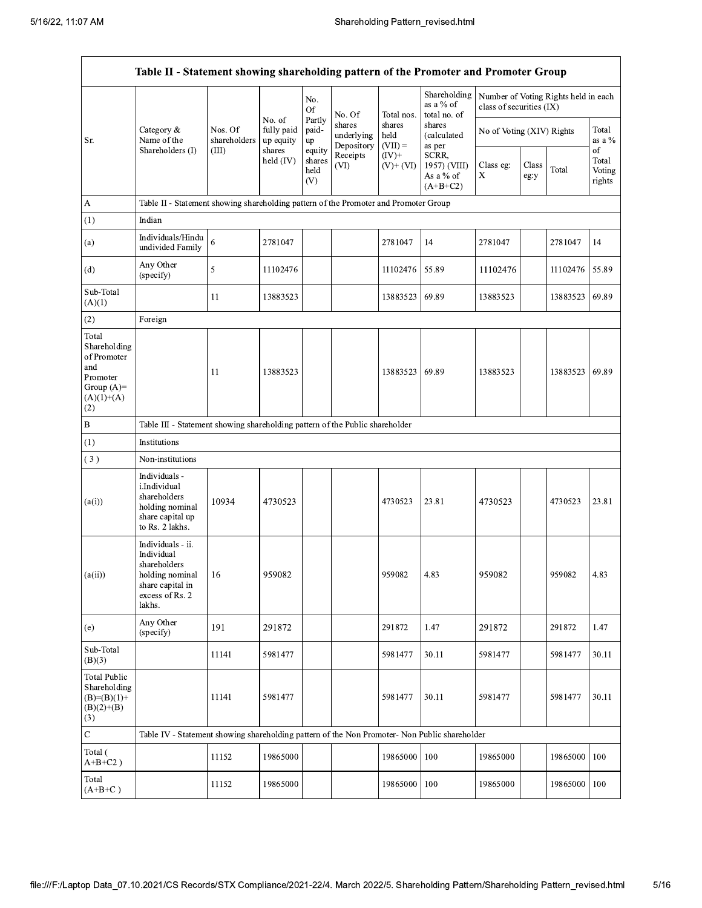| Table II - Statement showing shareholding pattern of the Promoter and Promoter Group | | | | | | | | | | | |
|---|---|---|---|---|---|---|---|---|---|---|---|
| Sr. | Category & Name of the Shareholders (I) | Nos. Of shareholders (III) | No. of fully paid up equity shares held (IV) | No. Of Partly paid-up equity shares held (V) | No. Of shares underlying Depository Receipts (VI) | Total nos. shares held (VII) = (IV)+ (V)+ (VI) | Shareholding as a % of total no. of shares (calculated as per SCRR, 1957) (VIII) As a % of (A+B+C2) | Number of Voting Rights held in each class of securities (IX) | | | |
| | | | | | | | | No of Voting (XIV) Rights | | | Total as a % of Total Voting rights |
| | | | | | | | | Class eg: X | Class eg:y | Total | |
| A | Table II - Statement showing shareholding pattern of the Promoter and Promoter Group | | | | | | | | | | |
| (1) | Indian | | | | | | | | | | |
| (a) | Individuals/Hindu undivided Family | 6 | 2781047 | | | 2781047 | 14 | 2781047 | | 2781047 | 14 |
| (d) | Any Other (specify) | 5 | 11102476 | | | 11102476 | 55.89 | 11102476 | | 11102476 | 55.89 |
| Sub-Total (A)(1) | | 11 | 13883523 | | | 13883523 | 69.89 | 13883523 | | 13883523 | 69.89 |
| (2) | Foreign | | | | | | | | | | |
| Total Shareholding of Promoter and Promoter Group (A)=(A)(1)+(A)(2) | | 11 | 13883523 | | | 13883523 | 69.89 | 13883523 | | 13883523 | 69.89 |
| B | Table III - Statement showing shareholding pattern of the Public shareholder | | | | | | | | | | |
| (1) | Institutions | | | | | | | | | | |
| (3) | Non-institutions | | | | | | | | | | |
| (a(i)) | Individuals - i.Individual shareholders holding nominal share capital up to Rs. 2 lakhs. | 10934 | 4730523 | | | 4730523 | 23.81 | 4730523 | | 4730523 | 23.81 |
| (a(ii)) | Individuals - ii. Individual shareholders holding nominal share capital in excess of Rs. 2 lakhs. | 16 | 959082 | | | 959082 | 4.83 | 959082 | | 959082 | 4.83 |
| (e) | Any Other (specify) | 191 | 291872 | | | 291872 | 1.47 | 291872 | | 291872 | 1.47 |
| Sub-Total (B)(3) | | 11141 | 5981477 | | | 5981477 | 30.11 | 5981477 | | 5981477 | 30.11 |
| Total Public Shareholding (B)=(B)(1)+(B)(2)+(B)(3) | | 11141 | 5981477 | | | 5981477 | 30.11 | 5981477 | | 5981477 | 30.11 |
| C | Table IV - Statement showing shareholding pattern of the Non Promoter- Non Public shareholder | | | | | | | | | | |
| Total ( A+B+C2 ) | | 11152 | 19865000 | | | 19865000 | 100 | 19865000 | | 19865000 | 100 |
| Total (A+B+C ) | | 11152 | 19865000 | | | 19865000 | 100 | 19865000 | | 19865000 | 100 |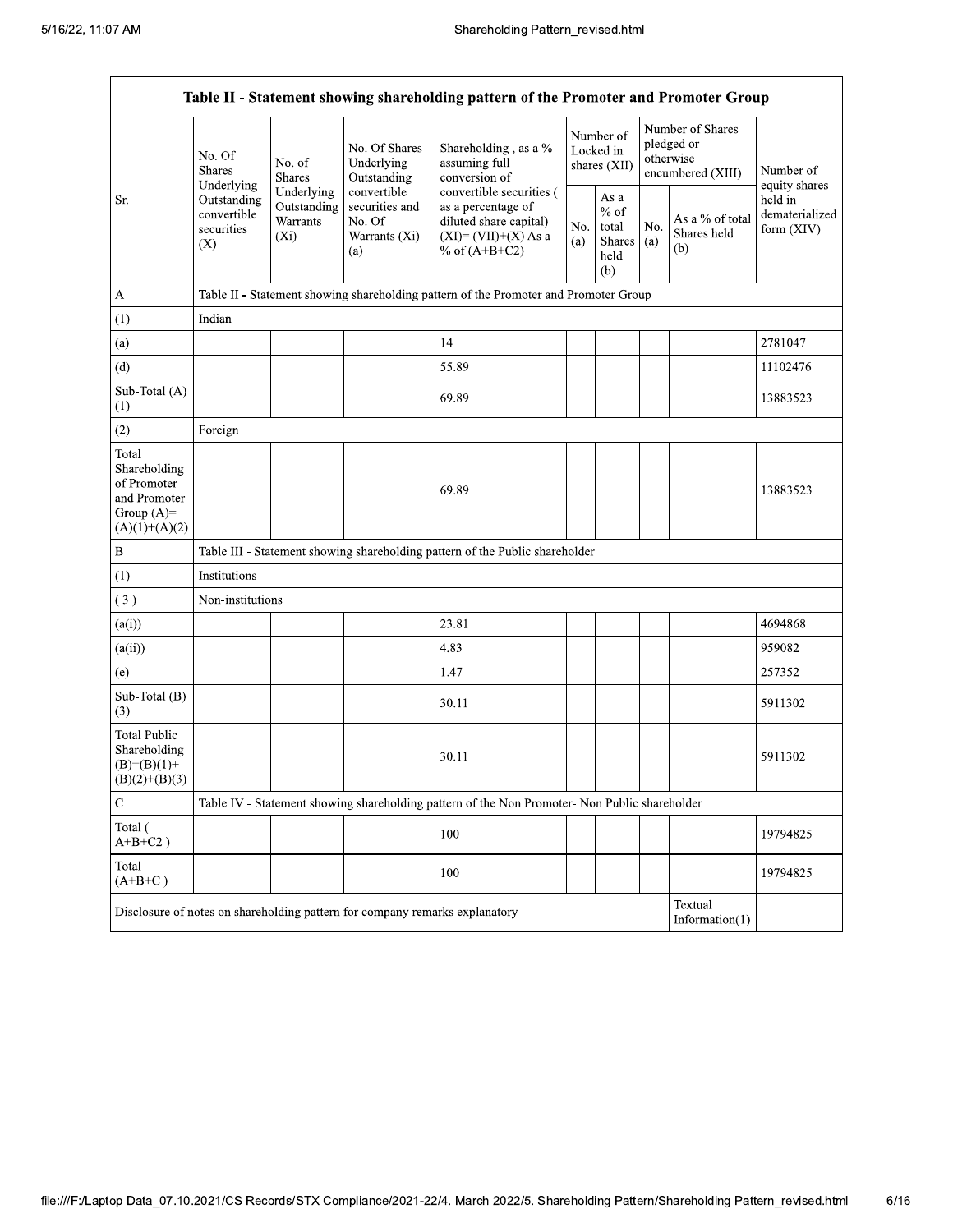| Table II - Statement showing shareholding pattern of the Promoter and Promoter Group | | | | | | | | | |
|---|---|---|---|---|---|---|---|---|---|
| Sr. | No. Of Shares Underlying Outstanding convertible securities (X) | No. of Shares Underlying Outstanding Warrants (Xi) | No. Of Shares Underlying Outstanding convertible securities and No. Of Warrants (Xi) (a) | Shareholding , as a % assuming full conversion of convertible securities ( as a percentage of diluted share capital) (XI)= (VII)+(X) As a % of (A+B+C2) | Number of Locked in shares (XII) | | Number of Shares pledged or otherwise encumbered (XIII) | | Number of equity shares held in dematerialized form (XIV) |
| | | | | | No. (a) | As a % of total Shares held (b) | No. (a) | As a % of total Shares held (b) | |
| A | Table II - Statement showing shareholding pattern of the Promoter and Promoter Group | | | | | | | | |
| (1) | Indian | | | | | | | | |
| (a) | | | | 14 | | | | | 2781047 |
| (d) | | | | 55.89 | | | | | 11102476 |
| Sub-Total (A) (1) | | | | 69.89 | | | | | 13883523 |
| (2) | Foreign | | | | | | | | |
| Total Shareholding of Promoter and Promoter Group (A)= (A)(1)+(A)(2) | | | | 69.89 | | | | | 13883523 |
| B | Table III - Statement showing shareholding pattern of the Public shareholder | | | | | | | | |
| (1) | Institutions | | | | | | | | |
| (3) | Non-institutions | | | | | | | | |
| (a(i)) | | | | 23.81 | | | | | 4694868 |
| (a(ii)) | | | | 4.83 | | | | | 959082 |
| (e) | | | | 1.47 | | | | | 257352 |
| Sub-Total (B) (3) | | | | 30.11 | | | | | 5911302 |
| Total Public Shareholding (B)=(B)(1)+(B)(2)+(B)(3) | | | | 30.11 | | | | | 5911302 |
| C | Table IV - Statement showing shareholding pattern of the Non Promoter- Non Public shareholder | | | | | | | | |
| Total ( A+B+C2 ) | | | | 100 | | | | | 19794825 |
| Total (A+B+C ) | | | | 100 | | | | | 19794825 |
| Disclosure of notes on shareholding pattern for company remarks explanatory | | | | | | | | Textual Information(1) | |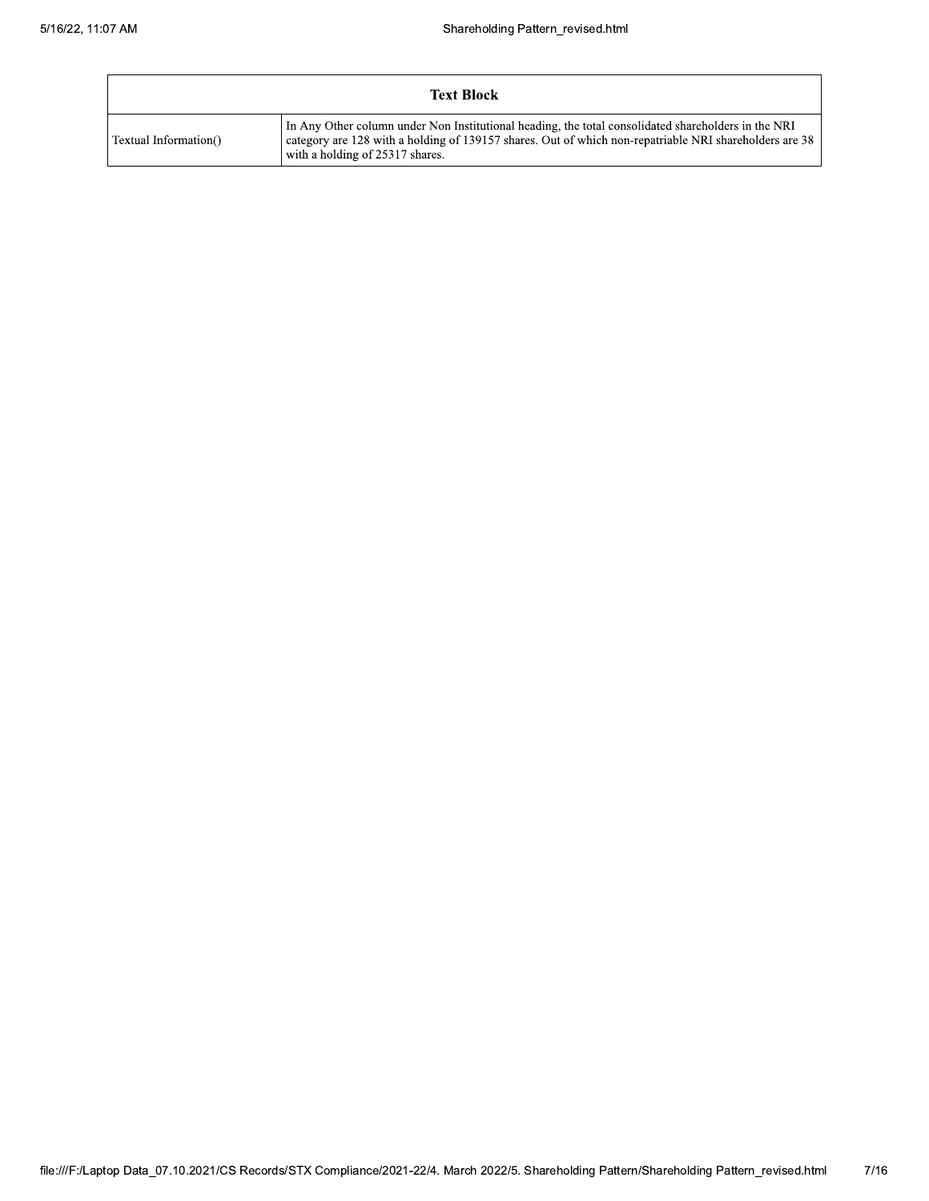| Text Block | |
|---|---|
| Textual Information() | In Any Other column under Non Institutional heading, the total consolidated shareholders in the NRI category are 128 with a holding of 139157 shares. Out of which non-repatriable NRI shareholders are 38 with a holding of 25317 shares. |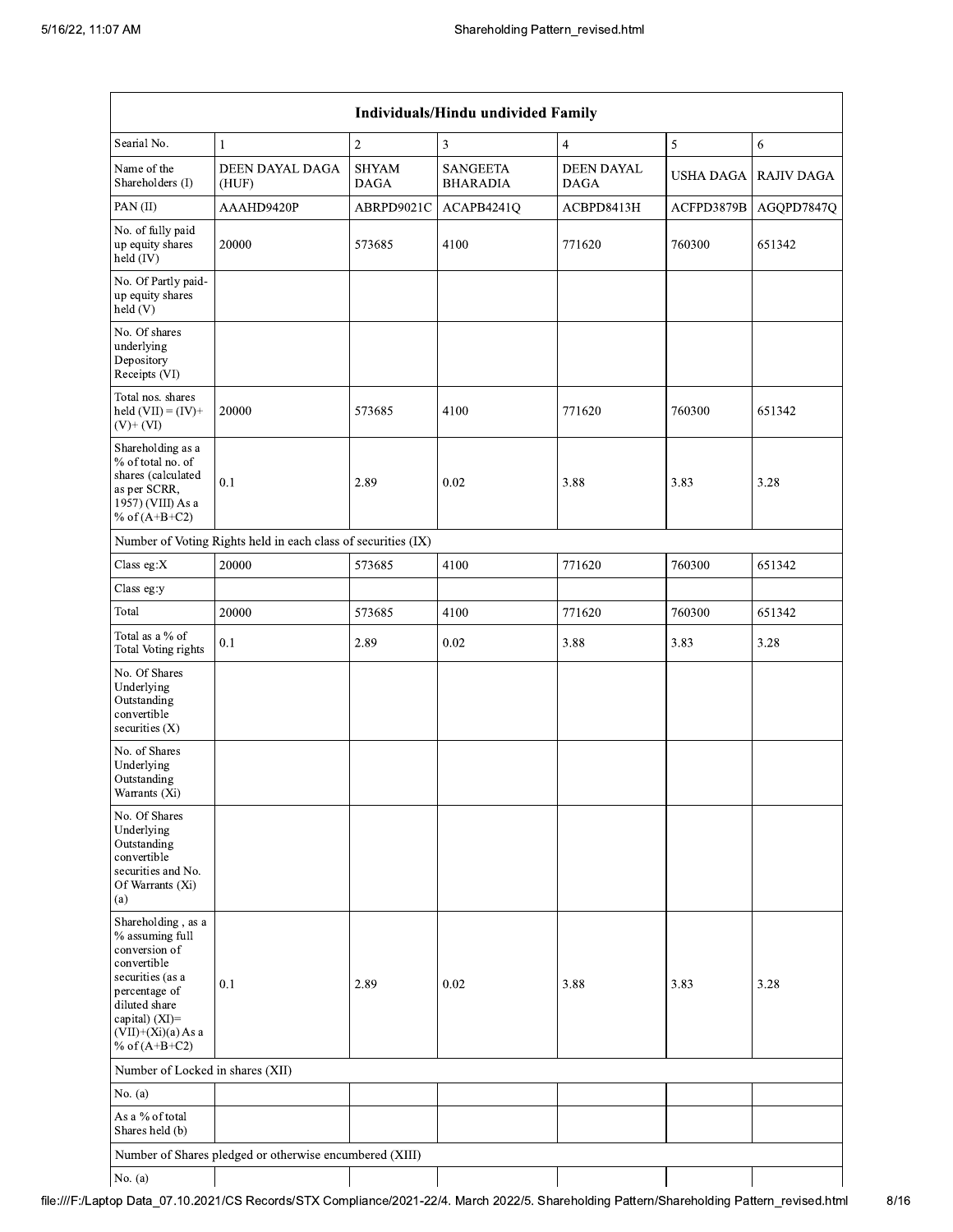| Individuals/Hindu undivided Family | | | | | | |
|---|---|---|---|---|---|---|
| Searial No. | 1 | 2 | 3 | 4 | 5 | 6 |
| Name of the Shareholders (I) | DEEN DAYAL DAGA (HUF) | SHYAM DAGA | SANGEETA BHARADIA | DEEN DAYAL DAGA | USHA DAGA | RAJIV DAGA |
| PAN (II) | AAAHD9420P | ABRPD9021C | ACAPB4241Q | ACBPD8413H | ACFPD3879B | AGQPD7847Q |
| No. of fully paid up equity shares held (IV) | 20000 | 573685 | 4100 | 771620 | 760300 | 651342 |
| No. Of Partly paid-up equity shares held (V) | | | | | | |
| No. Of shares underlying Depository Receipts (VI) | | | | | | |
| Total nos. shares held (VII) = (IV)+ (V)+ (VI) | 20000 | 573685 | 4100 | 771620 | 760300 | 651342 |
| Shareholding as a % of total no. of shares (calculated as per SCRR, 1957) (VIII) As a % of (A+B+C2) | 0.1 | 2.89 | 0.02 | 3.88 | 3.83 | 3.28 |
| Number of Voting Rights held in each class of securities (IX) | | | | | | |
| Class eg:X | 20000 | 573685 | 4100 | 771620 | 760300 | 651342 |
| Class eg:y | | | | | | |
| Total | 20000 | 573685 | 4100 | 771620 | 760300 | 651342 |
| Total as a % of Total Voting rights | 0.1 | 2.89 | 0.02 | 3.88 | 3.83 | 3.28 |
| No. Of Shares Underlying Outstanding convertible securities (X) | | | | | | |
| No. of Shares Underlying Outstanding Warrants (Xi) | | | | | | |
| No. Of Shares Underlying Outstanding convertible securities and No. Of Warrants (Xi) (a) | | | | | | |
| Shareholding , as a % assuming full conversion of convertible securities (as a percentage of diluted share capital) (XI)= (VII)+(Xi)(a) As a % of (A+B+C2) | 0.1 | 2.89 | 0.02 | 3.88 | 3.83 | 3.28 |
| Number of Locked in shares (XII) | | | | | | |
| No. (a) | | | | | | |
| As a % of total Shares held (b) | | | | | | |
| Number of Shares pledged or otherwise encumbered (XIII) | | | | | | |
| No. (a) | | | | | | |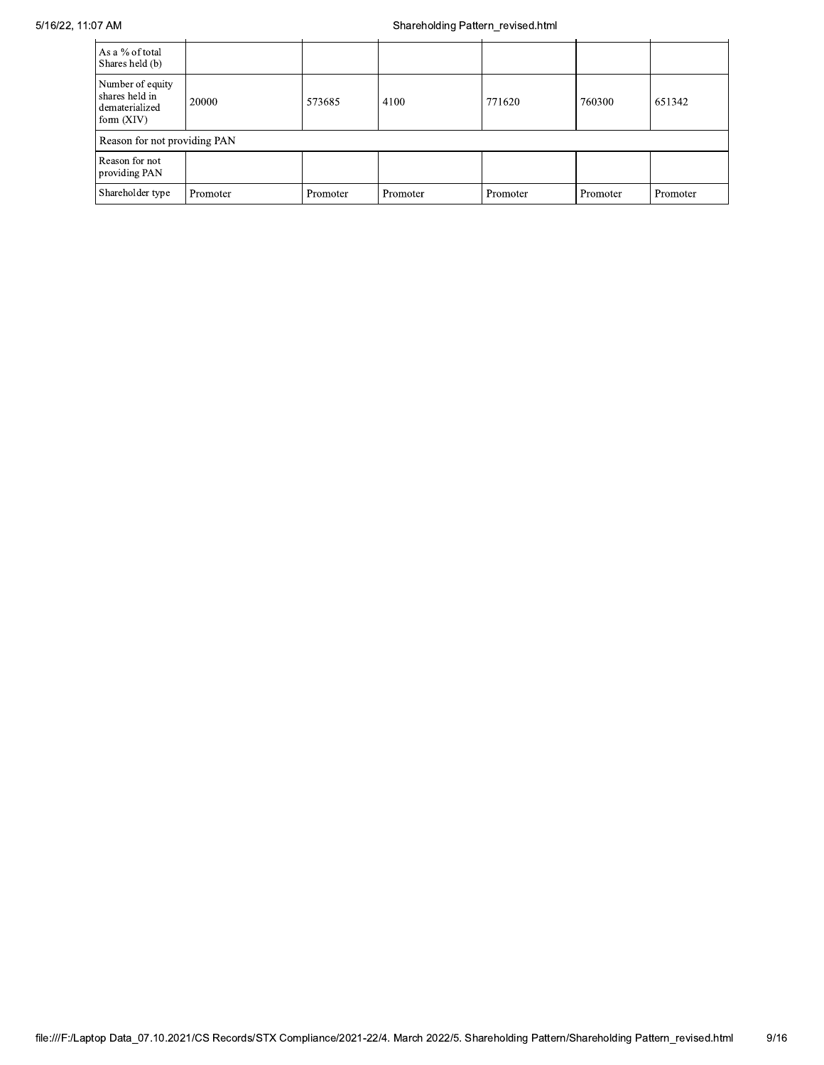| As a % of total Shares held (b) | | | | | | |
|---|---|---|---|---|---|---|
| Number of equity shares held in dematerialized form (XIV) | 20000 | 573685 | 4100 | 771620 | 760300 | 651342 |
| Reason for not providing PAN | | | | | | |
| Reason for not providing PAN | | | | | | |
| Shareholder type | Promoter | Promoter | Promoter | Promoter | Promoter | Promoter |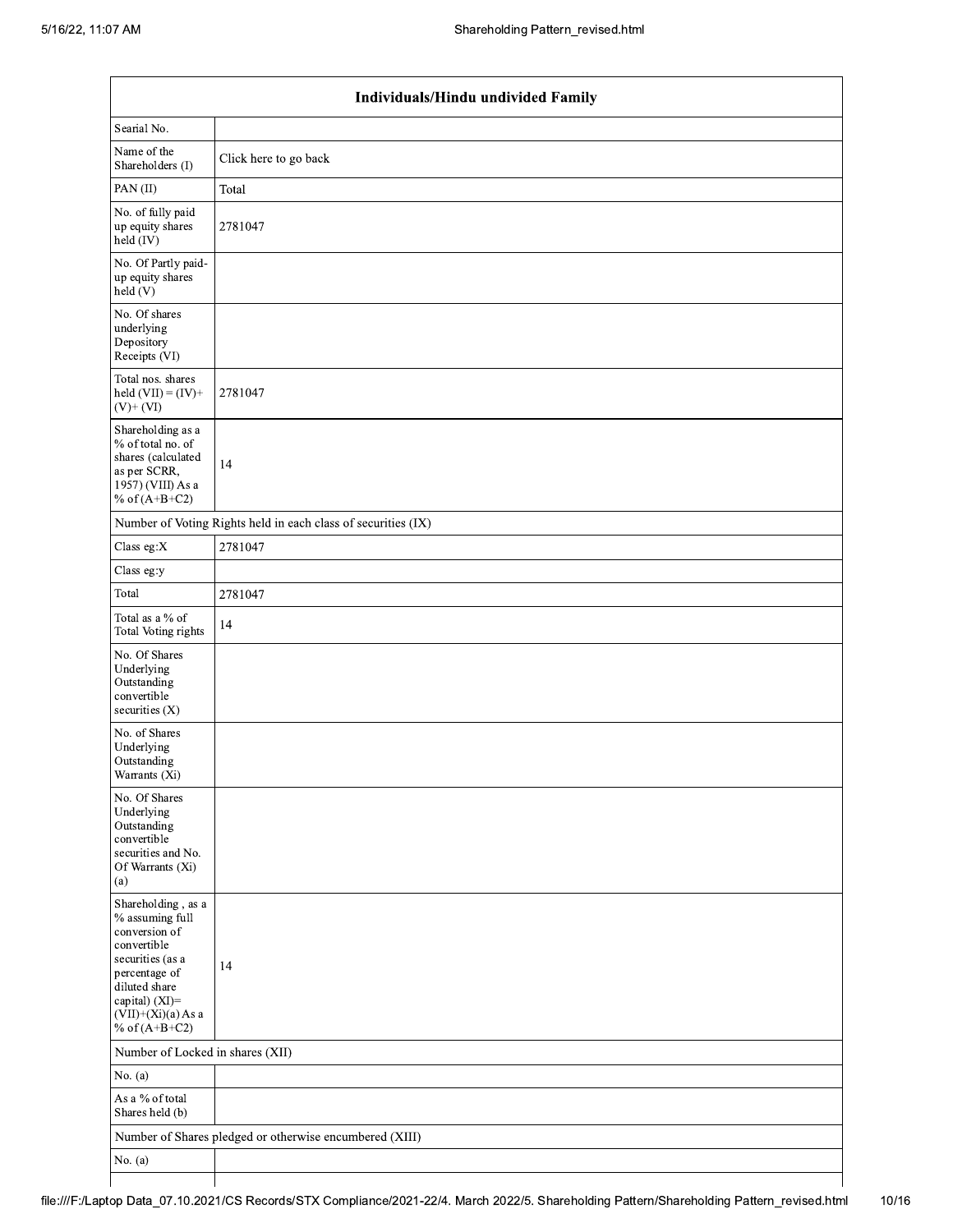| Individuals/Hindu undivided Family | |
|---|---|
| Searial No. | |
| Name of the Shareholders (I) | Click here to go back |
| PAN (II) | Total |
| No. of fully paid up equity shares held (IV) | 2781047 |
| No. Of Partly paid-up equity shares held (V) | |
| No. Of shares underlying Depository Receipts (VI) | |
| Total nos. shares held (VII) = (IV)+ (V)+ (VI) | 2781047 |
| Shareholding as a % of total no. of shares (calculated as per SCRR, 1957) (VIII) As a % of (A+B+C2) | 14 |
| Number of Voting Rights held in each class of securities (IX) | |
| Class eg:X | 2781047 |
| Class eg:y | |
| Total | 2781047 |
| Total as a % of Total Voting rights | 14 |
| No. Of Shares Underlying Outstanding convertible securities (X) | |
| No. of Shares Underlying Outstanding Warrants (Xi) | |
| No. Of Shares Underlying Outstanding convertible securities and No. Of Warrants (Xi) (a) | |
| Shareholding , as a % assuming full conversion of convertible securities (as a percentage of diluted share capital) (XI)= (VII)+(Xi)(a) As a % of (A+B+C2) | 14 |
| Number of Locked in shares (XII) | |
| No. (a) | |
| As a % of total Shares held (b) | |
| Number of Shares pledged or otherwise encumbered (XIII) | |
| No. (a) | |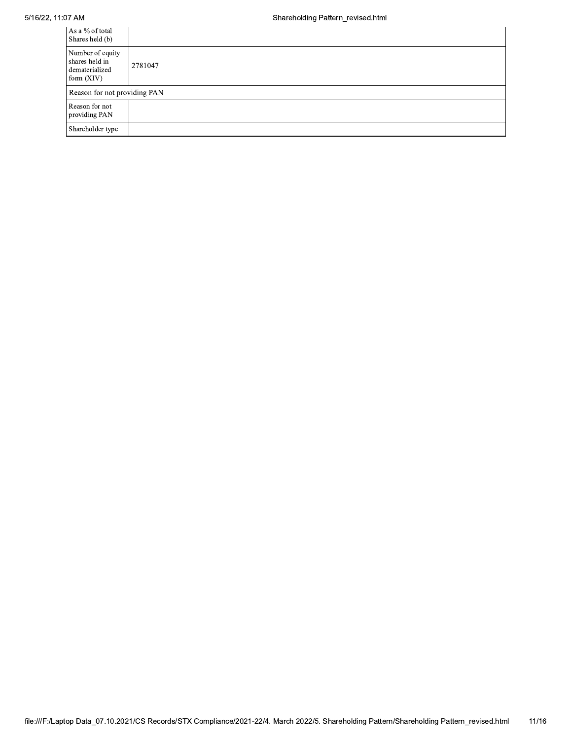| As a % of total Shares held (b) | |
|---|---|
| Number of equity shares held in dematerialized form (XIV) | 2781047 |
| Reason for not providing PAN | |
| Reason for not providing PAN | |
| Shareholder type | |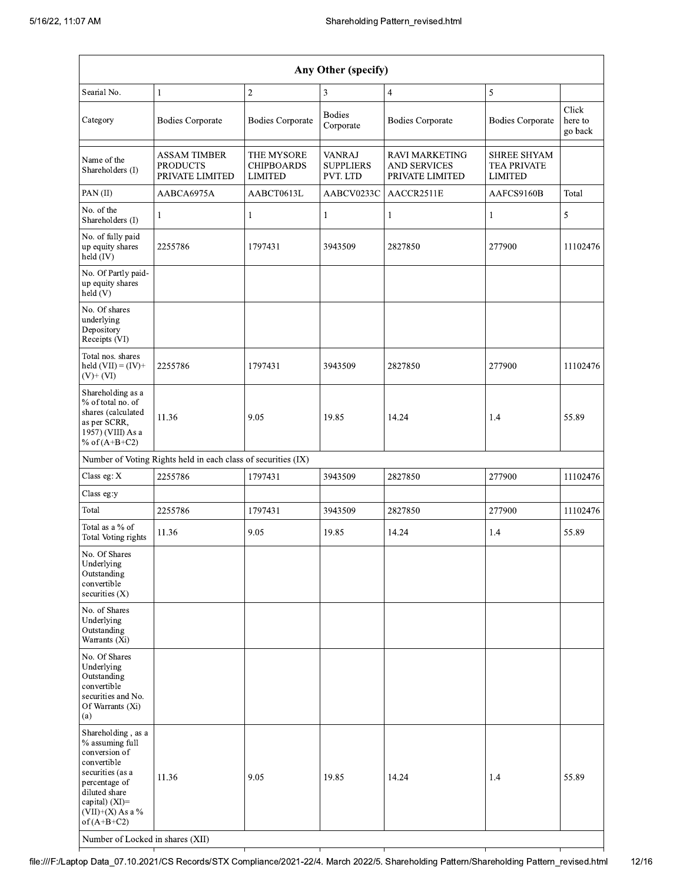| Any Other (specify) | | | | | | |
|---|---|---|---|---|---|---|
| Searial No. | 1 | 2 | 3 | 4 | 5 | |
| Category | Bodies Corporate | Bodies Corporate | Bodies Corporate | Bodies Corporate | Bodies Corporate | Click here to go back |
| Name of the Shareholders (I) | ASSAM TIMBER PRODUCTS PRIVATE LIMITED | THE MYSORE CHIPBOARDS LIMITED | VANRAJ SUPPLIERS PVT. LTD | RAVI MARKETING AND SERVICES PRIVATE LIMITED | SHREE SHYAM TEA PRIVATE LIMITED | |
| PAN (II) | AABCA6975A | AABCT0613L | AABCV0233C | AACCR2511E | AAFCS9160B | Total |
| No. of the Shareholders (I) | 1 | 1 | 1 | 1 | 1 | 5 |
| No. of fully paid up equity shares held (IV) | 2255786 | 1797431 | 3943509 | 2827850 | 277900 | 11102476 |
| No. Of Partly paid-up equity shares held (V) | | | | | | |
| No. Of shares underlying Depository Receipts (VI) | | | | | | |
| Total nos. shares held (VII) = (IV)+ (V)+ (VI) | 2255786 | 1797431 | 3943509 | 2827850 | 277900 | 11102476 |
| Shareholding as a % of total no. of shares (calculated as per SCRR, 1957) (VIII) As a % of (A+B+C2) | 11.36 | 9.05 | 19.85 | 14.24 | 1.4 | 55.89 |
| Number of Voting Rights held in each class of securities (IX) | | | | | | |
| Class eg: X | 2255786 | 1797431 | 3943509 | 2827850 | 277900 | 11102476 |
| Class eg:y | | | | | | |
| Total | 2255786 | 1797431 | 3943509 | 2827850 | 277900 | 11102476 |
| Total as a % of Total Voting rights | 11.36 | 9.05 | 19.85 | 14.24 | 1.4 | 55.89 |
| No. Of Shares Underlying Outstanding convertible securities (X) | | | | | | |
| No. of Shares Underlying Outstanding Warrants (Xi) | | | | | | |
| No. Of Shares Underlying Outstanding convertible securities and No. Of Warrants (Xi) (a) | | | | | | |
| Shareholding , as a % assuming full conversion of convertible securities (as a percentage of diluted share capital) (XI)= (VII)+(X) As a % of (A+B+C2) | 11.36 | 9.05 | 19.85 | 14.24 | 1.4 | 55.89 |
| Number of Locked in shares (XII) | | | | | | |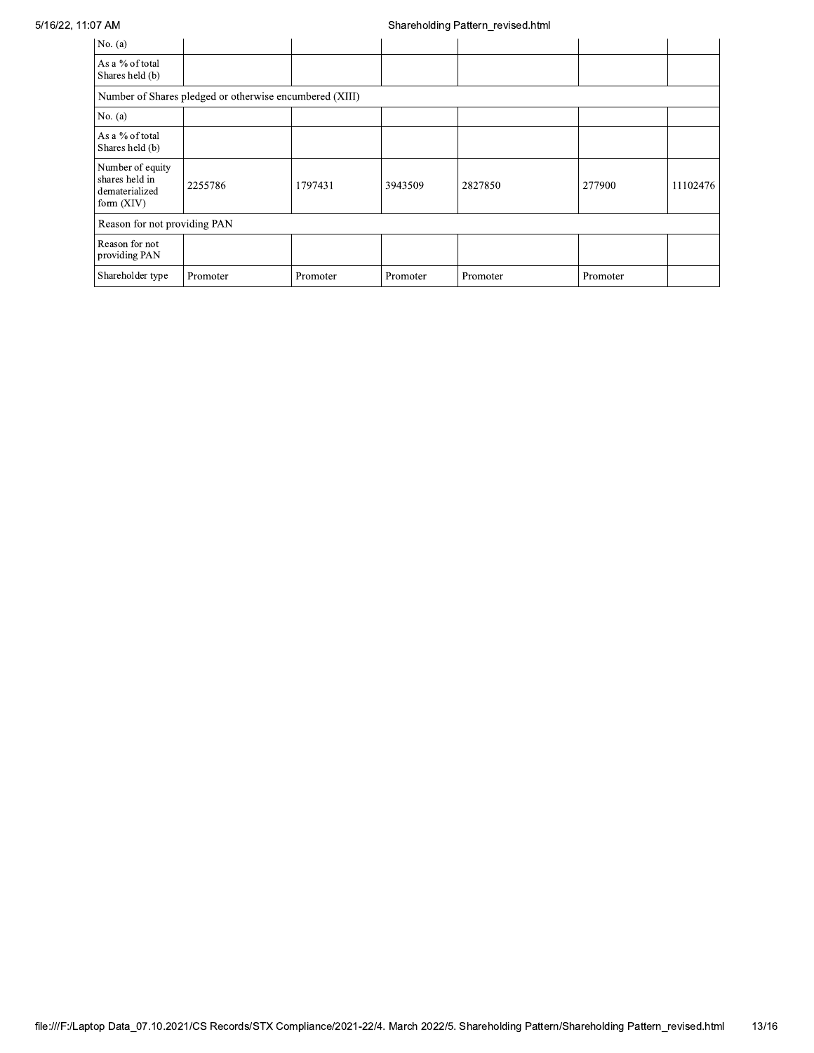| | | | | | | |
|---|---|---|---|---|---|---|
| No. (a) | | | | | | |
| As a % of total Shares held (b) | | | | | | |
| Number of Shares pledged or otherwise encumbered (XIII) | | | | | | |
| No. (a) | | | | | | |
| As a % of total Shares held (b) | | | | | | |
| Number of equity shares held in dematerialized form (XIV) | 2255786 | 1797431 | 3943509 | 2827850 | 277900 | 11102476 |
| Reason for not providing PAN | | | | | | |
| Reason for not providing PAN | | | | | | |
| Shareholder type | Promoter | Promoter | Promoter | Promoter | Promoter | |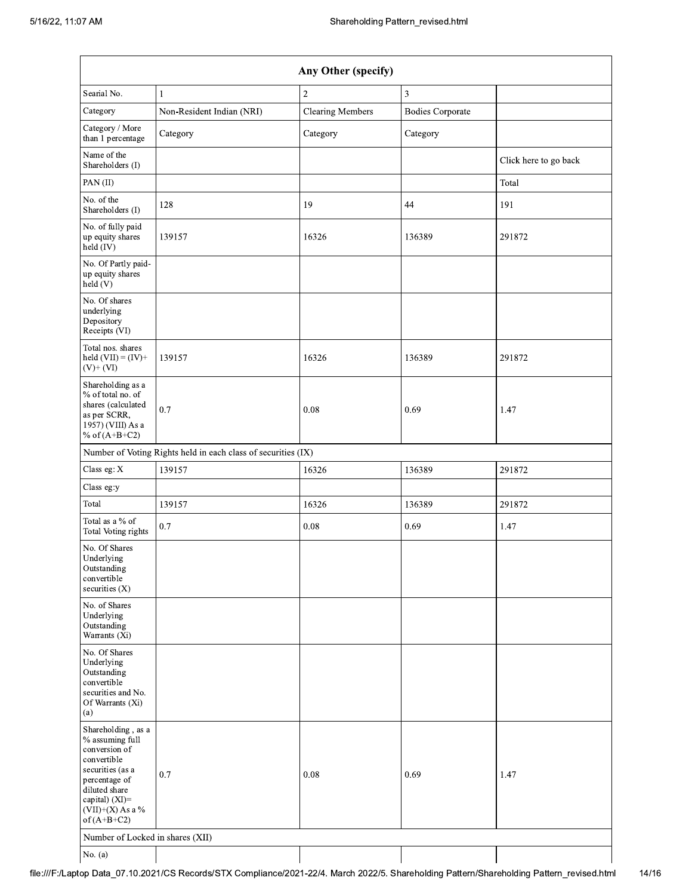| Any Other (specify) | | | | |
|---|---|---|---|---|
| Searial No. | 1 | 2 | 3 | |
| Category | Non-Resident Indian (NRI) | Clearing Members | Bodies Corporate | |
| Category / More than 1 percentage | Category | Category | Category | |
| Name of the Shareholders (I) | | | | Click here to go back |
| PAN (II) | | | | Total |
| No. of the Shareholders (I) | 128 | 19 | 44 | 191 |
| No. of fully paid up equity shares held (IV) | 139157 | 16326 | 136389 | 291872 |
| No. Of Partly paid-up equity shares held (V) | | | | |
| No. Of shares underlying Depository Receipts (VI) | | | | |
| Total nos. shares held (VII) = (IV)+ (V)+ (VI) | 139157 | 16326 | 136389 | 291872 |
| Shareholding as a % of total no. of shares (calculated as per SCRR, 1957) (VIII) As a % of (A+B+C2) | 0.7 | 0.08 | 0.69 | 1.47 |
| Number of Voting Rights held in each class of securities (IX) | | | | |
| Class eg: X | 139157 | 16326 | 136389 | 291872 |
| Class eg:y | | | | |
| Total | 139157 | 16326 | 136389 | 291872 |
| Total as a % of Total Voting rights | 0.7 | 0.08 | 0.69 | 1.47 |
| No. Of Shares Underlying Outstanding convertible securities (X) | | | | |
| No. of Shares Underlying Outstanding Warrants (Xi) | | | | |
| No. Of Shares Underlying Outstanding convertible securities and No. Of Warrants (Xi) (a) | | | | |
| Shareholding , as a % assuming full conversion of convertible securities (as a percentage of diluted share capital) (XI)= (VII)+(X) As a % of (A+B+C2) | 0.7 | 0.08 | 0.69 | 1.47 |
| Number of Locked in shares (XII) | | | | |
| No. (a) | | | | |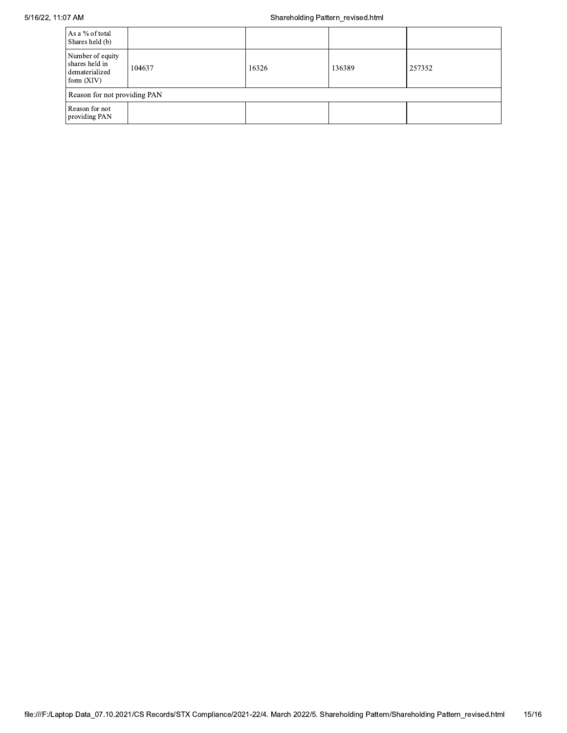| As a % of total Shares held (b) | | | | |
|---|---|---|---|---|
| Number of equity shares held in dematerialized form (XIV) | 104637 | 16326 | 136389 | 257352 |
| Reason for not providing PAN | | | | |
| Reason for not providing PAN | | | | |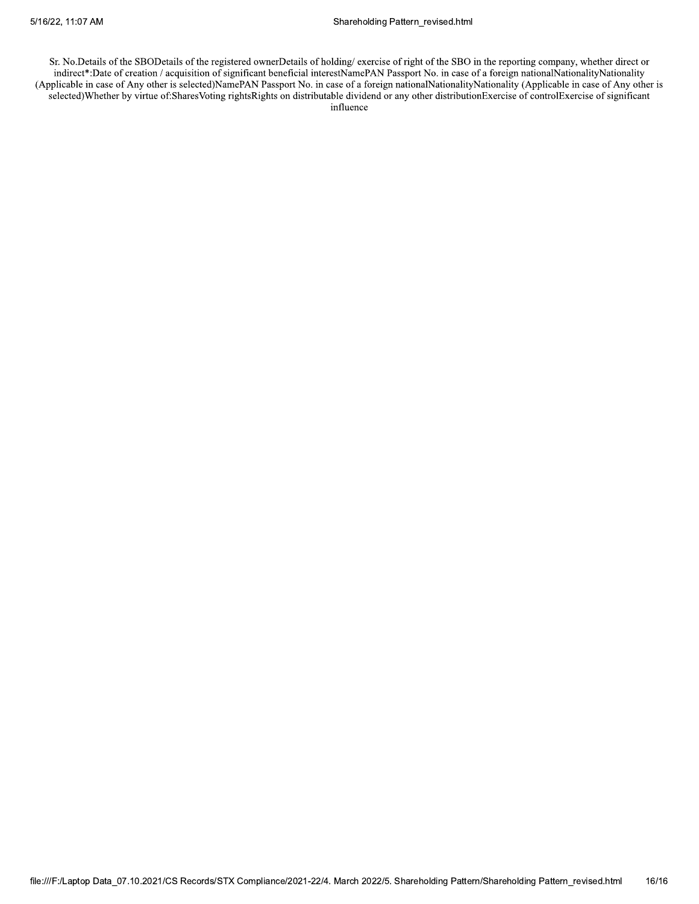Sr. No.Details of the SBODetails of the registered ownerDetails of holding/ exercise of right of the SBO in the reporting company, whether direct or indirect*:Date of creation / acquisition of significant beneficial interestNamePAN Passport No. in case of a foreign nationalNationalityNationality (Applicable in case of Any other is selected)NamePAN Passport No. in case of a foreign nationalNationalityNationality (Applicable in case of Any other is selected)Whether by virtue of:SharesVoting rightsRights on distributable dividend or any other distributionExercise of controlExercise of significant influence